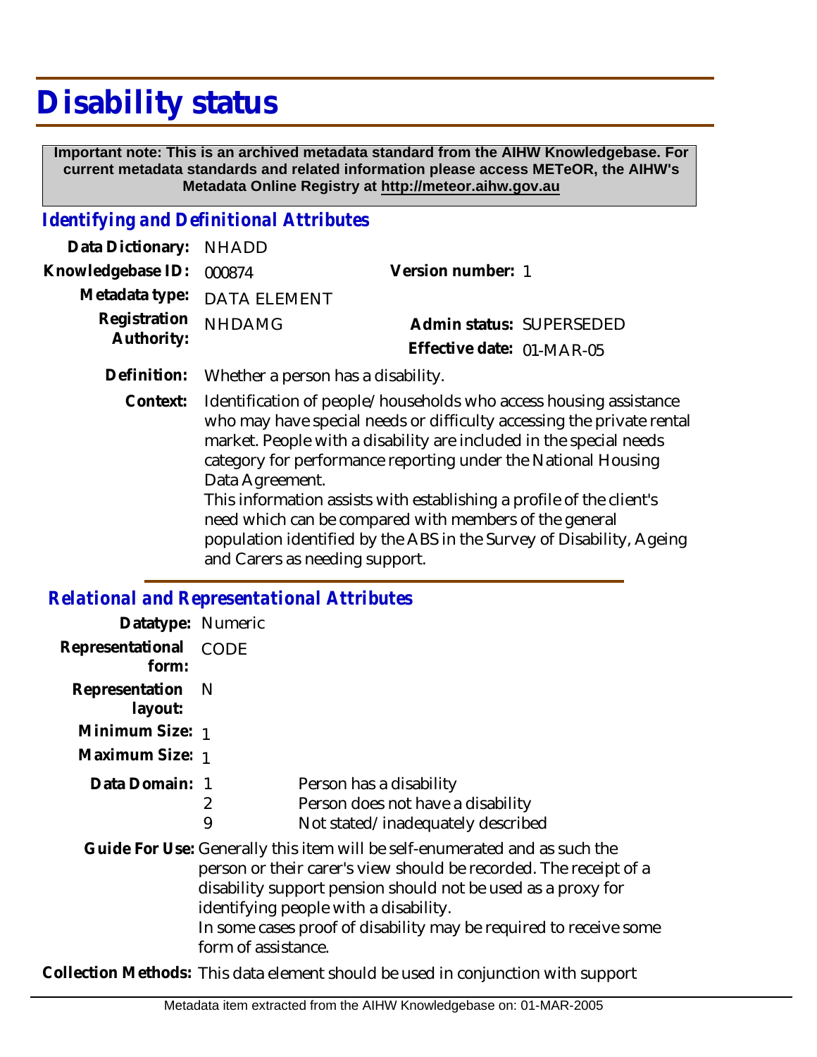# Disability status

**Important note: This is an archived metadata standard from the AIHW Knowledgebase. For current metadata standards and related information please access METeOR, the AIHW's Metadata Online Registry at http://meteor.aihw.gov.au**

## *Identifying and Definitional Attributes*

**Data Dictionary:** NHADD

**Knowledgebase ID:** 000874

**Version number:** 1

**Metadata type:** DATA ELEMENT

**Registration Authority:** NHDAMG

**Admin status:** SUPERSEDED

**Effective date:** 01-MAR-05

**Definition:** Whether a person has a disability.

**Context:** Identification of people/households who access housing assistance who may have special needs or difficulty accessing the private rental market. People with a disability are included in the special needs category for performance reporting under the National Housing Data Agreement.
This information assists with establishing a profile of the client's need which can be compared with members of the general population identified by the ABS in the Survey of Disability, Ageing and Carers as needing support.

## *Relational and Representational Attributes*

**Datatype:** Numeric

**Representational form:** CODE

**Representation layout:** N

**Minimum Size:** 1

**Maximum Size:** 1

**Data Domain:**

| | |
|---|---|
| 1 | Person has a disability |
| 2 | Person does not have a disability |
| 9 | Not stated/inadequately described |

**Guide For Use:** Generally this item will be self-enumerated and as such the person or their carer's view should be recorded. The receipt of a disability support pension should not be used as a proxy for identifying people with a disability.
In some cases proof of disability may be required to receive some form of assistance.

**Collection Methods:** This data element should be used in conjunction with support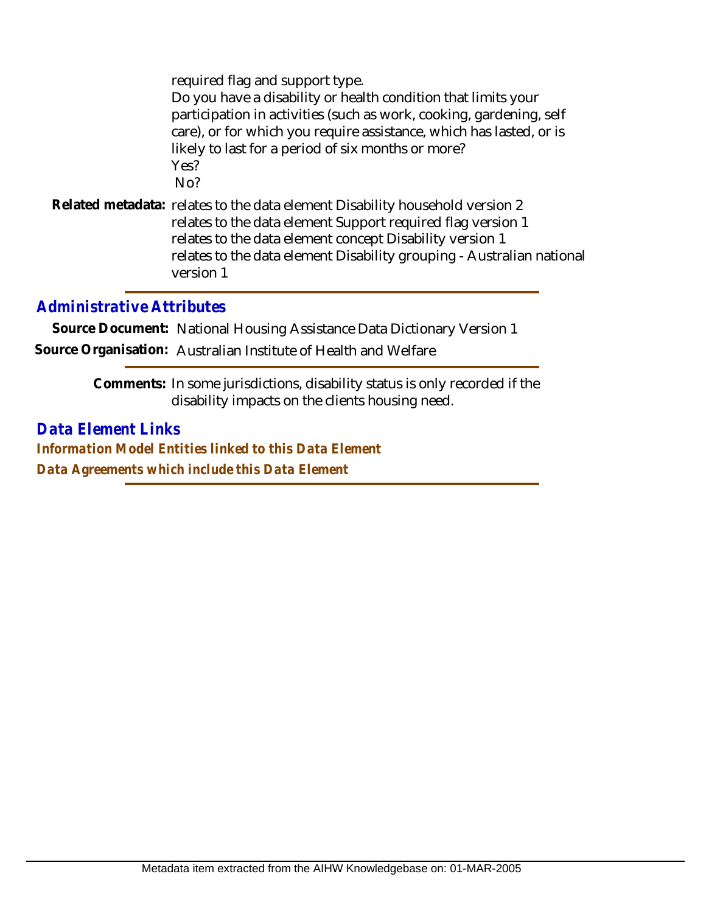required flag and support type.
Do you have a disability or health condition that limits your participation in activities (such as work, cooking, gardening, self care), or for which you require assistance, which has lasted, or is likely to last for a period of six months or more?
Yes?
No?

**Related metadata:** relates to the data element Disability household version 2
relates to the data element Support required flag version 1
relates to the data element concept Disability version 1
relates to the data element Disability grouping - Australian national version 1

## Administrative Attributes

**Source Document:** National Housing Assistance Data Dictionary Version 1

**Source Organisation:** Australian Institute of Health and Welfare

**Comments:** In some jurisdictions, disability status is only recorded if the disability impacts on the clients housing need.

## Data Element Links

***Information Model Entities linked to this Data Element***

***Data Agreements which include this Data Element***